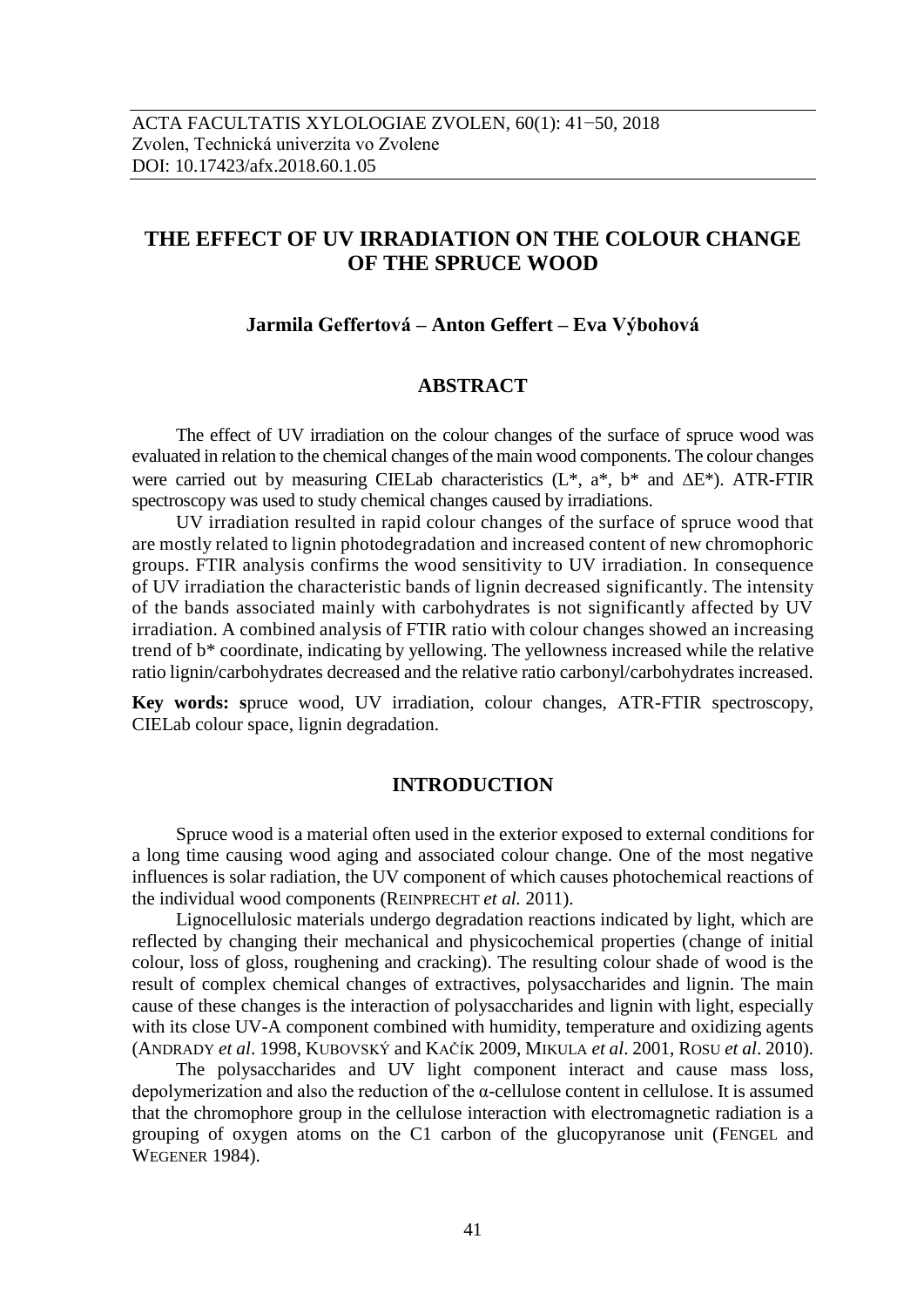ACTA FACULTATIS XYLOLOGIAE ZVOLEN, 60(1): 41−50, 2018
Zvolen, Technická univerzita vo Zvolene
DOI: 10.17423/afx.2018.60.1.05

# THE EFFECT OF UV IRRADIATION ON THE COLOUR CHANGE OF THE SPRUCE WOOD

**Jarmila Geffertová – Anton Geffert – Eva Výbohová**

## ABSTRACT

The effect of UV irradiation on the colour changes of the surface of spruce wood was evaluated in relation to the chemical changes of the main wood components. The colour changes were carried out by measuring CIELab characteristics (L*, a*, b* and ΔE*). ATR-FTIR spectroscopy was used to study chemical changes caused by irradiations.

UV irradiation resulted in rapid colour changes of the surface of spruce wood that are mostly related to lignin photodegradation and increased content of new chromophoric groups. FTIR analysis confirms the wood sensitivity to UV irradiation. In consequence of UV irradiation the characteristic bands of lignin decreased significantly. The intensity of the bands associated mainly with carbohydrates is not significantly affected by UV irradiation. A combined analysis of FTIR ratio with colour changes showed an increasing trend of b* coordinate, indicating by yellowing. The yellowness increased while the relative ratio lignin/carbohydrates decreased and the relative ratio carbonyl/carbohydrates increased.

**Key words: s**pruce wood, UV irradiation, colour changes, ATR-FTIR spectroscopy, CIELab colour space, lignin degradation.

## INTRODUCTION

Spruce wood is a material often used in the exterior exposed to external conditions for a long time causing wood aging and associated colour change. One of the most negative influences is solar radiation, the UV component of which causes photochemical reactions of the individual wood components (REINPRECHT *et al.* 2011).

Lignocellulosic materials undergo degradation reactions indicated by light, which are reflected by changing their mechanical and physicochemical properties (change of initial colour, loss of gloss, roughening and cracking). The resulting colour shade of wood is the result of complex chemical changes of extractives, polysaccharides and lignin. The main cause of these changes is the interaction of polysaccharides and lignin with light, especially with its close UV-A component combined with humidity, temperature and oxidizing agents (ANDRADY *et al*. 1998, KUBOVSKÝ and KAČÍK 2009, MIKULA *et al*. 2001, ROSU *et al*. 2010).

The polysaccharides and UV light component interact and cause mass loss, depolymerization and also the reduction of the α-cellulose content in cellulose. It is assumed that the chromophore group in the cellulose interaction with electromagnetic radiation is a grouping of oxygen atoms on the C1 carbon of the glucopyranose unit (FENGEL and WEGENER 1984).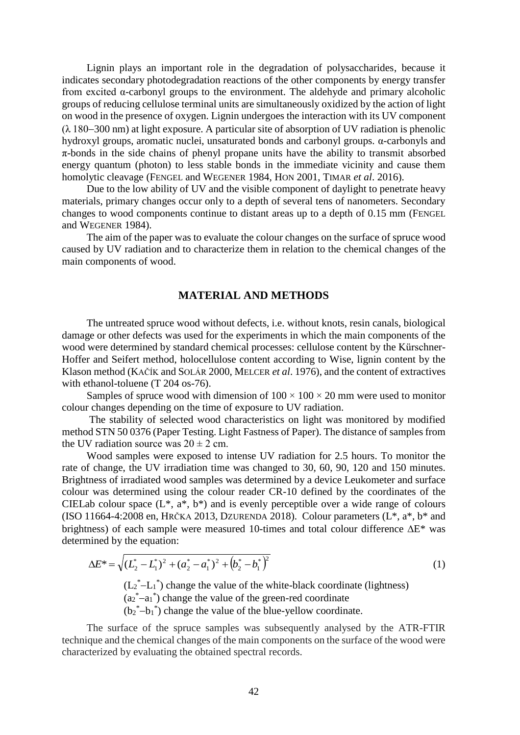Lignin plays an important role in the degradation of polysaccharides, because it indicates secondary photodegradation reactions of the other components by energy transfer from excited α-carbonyl groups to the environment. The aldehyde and primary alcoholic groups of reducing cellulose terminal units are simultaneously oxidized by the action of light on wood in the presence of oxygen. Lignin undergoes the interaction with its UV component (λ 180–300 nm) at light exposure. A particular site of absorption of UV radiation is phenolic hydroxyl groups, aromatic nuclei, unsaturated bonds and carbonyl groups. α-carbonyls and π-bonds in the side chains of phenyl propane units have the ability to transmit absorbed energy quantum (photon) to less stable bonds in the immediate vicinity and cause them homolytic cleavage (FENGEL and WEGENER 1984, HON 2001, TIMAR *et al*. 2016).

Due to the low ability of UV and the visible component of daylight to penetrate heavy materials, primary changes occur only to a depth of several tens of nanometers. Secondary changes to wood components continue to distant areas up to a depth of 0.15 mm (FENGEL and WEGENER 1984).

The aim of the paper was to evaluate the colour changes on the surface of spruce wood caused by UV radiation and to characterize them in relation to the chemical changes of the main components of wood.

## MATERIAL AND METHODS

The untreated spruce wood without defects, i.e. without knots, resin canals, biological damage or other defects was used for the experiments in which the main components of the wood were determined by standard chemical processes: cellulose content by the Kürschner-Hoffer and Seifert method, holocellulose content according to Wise, lignin content by the Klason method (KAČÍK and SOLÁR 2000, MELCER *et al*. 1976), and the content of extractives with ethanol-toluene (T 204 os-76).

Samples of spruce wood with dimension of 100 × 100 × 20 mm were used to monitor colour changes depending on the time of exposure to UV radiation.

The stability of selected wood characteristics on light was monitored by modified method STN 50 0376 (Paper Testing. Light Fastness of Paper). The distance of samples from the UV radiation source was 20 ± 2 cm.

Wood samples were exposed to intense UV radiation for 2.5 hours. To monitor the rate of change, the UV irradiation time was changed to 30, 60, 90, 120 and 150 minutes. Brightness of irradiated wood samples was determined by a device Leukometer and surface colour was determined using the colour reader CR-10 defined by the coordinates of the CIELab colour space (L\*, a\*, b\*) and is evenly perceptible over a wide range of colours (ISO 11664-4:2008 en, HRČKA 2013, DZURENDA 2018). Colour parameters (L\*, a\*, b\* and brightness) of each sample were measured 10-times and total colour difference ΔE\* was determined by the equation:

$$\Delta E^* = \sqrt{(L_2^* - L_1^*)^2 + (a_2^* - a_1^*)^2 + \left(b_2^* - b_1^*\right)^2} \tag{1}$$

$(L_2^* - L_1^*)$ change the value of the white-black coordinate (lightness)
$(a_2^* - a_1^*)$ change the value of the green-red coordinate
$(b_2^* - b_1^*)$ change the value of the blue-yellow coordinate.

The surface of the spruce samples was subsequently analysed by the ATR-FTIR technique and the chemical changes of the main components on the surface of the wood were characterized by evaluating the obtained spectral records.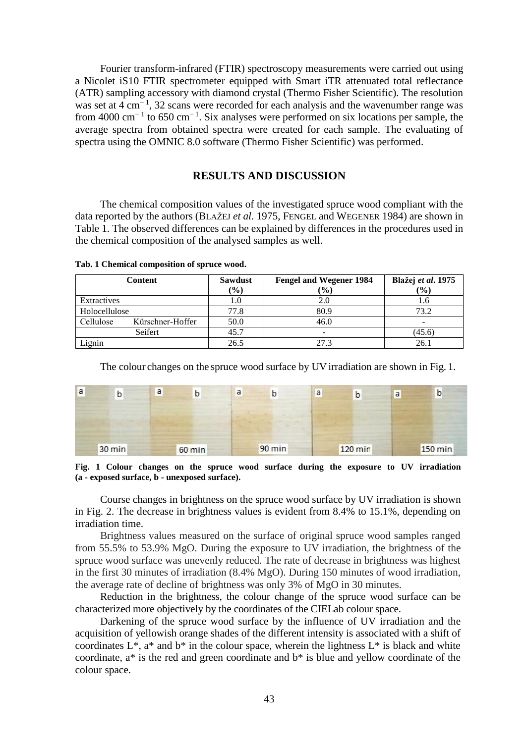Fourier transform-infrared (FTIR) spectroscopy measurements were carried out using a Nicolet iS10 FTIR spectrometer equipped with Smart iTR attenuated total reflectance (ATR) sampling accessory with diamond crystal (Thermo Fisher Scientific). The resolution was set at 4 $cm^{-1}$, 32 scans were recorded for each analysis and the wavenumber range was from 4000 $cm^{-1}$ to 650 $cm^{-1}$. Six analyses were performed on six locations per sample, the average spectra from obtained spectra were created for each sample. The evaluating of spectra using the OMNIC 8.0 software (Thermo Fisher Scientific) was performed.

## RESULTS AND DISCUSSION

The chemical composition values of the investigated spruce wood compliant with the data reported by the authors (BLAŽEJ *et al.* 1975, FENGEL and WEGENER 1984) are shown in Table 1. The observed differences can be explained by differences in the procedures used in the chemical composition of the analysed samples as well.

**Tab. 1 Chemical composition of spruce wood.**

| Content | | Sawdust (%) | Fengel and Wegener 1984 (%) | Blažej *et al*. 1975 (%) |
|---|---|---|---|---|
| Extractives | | 1.0 | 2.0 | 1.6 |
| Holocellulose | | 77.8 | 80.9 | 73.2 |
| Cellulose | Kürschner-Hoffer | 50.0 | 46.0 | - |
| | Seifert | 45.7 | - | (45.6) |
| Lignin | | 26.5 | 27.3 | 26.1 |

The colour changes on the spruce wood surface by UV irradiation are shown in Fig. 1.

**Fig. 1 Colour changes on the spruce wood surface during the exposure to UV irradiation (a - exposed surface, b - unexposed surface).**

Course changes in brightness on the spruce wood surface by UV irradiation is shown in Fig. 2. The decrease in brightness values is evident from 8.4% to 15.1%, depending on irradiation time.

Brightness values measured on the surface of original spruce wood samples ranged from 55.5% to 53.9% MgO. During the exposure to UV irradiation, the brightness of the spruce wood surface was unevenly reduced. The rate of decrease in brightness was highest in the first 30 minutes of irradiation (8.4% MgO). During 150 minutes of wood irradiation, the average rate of decline of brightness was only 3% of MgO in 30 minutes.

Reduction in the brightness, the colour change of the spruce wood surface can be characterized more objectively by the coordinates of the CIELab colour space.

Darkening of the spruce wood surface by the influence of UV irradiation and the acquisition of yellowish orange shades of the different intensity is associated with a shift of coordinates $L^*$, $a^*$ and $b^*$ in the colour space, wherein the lightness $L^*$ is black and white coordinate, $a^*$ is the red and green coordinate and $b^*$ is blue and yellow coordinate of the colour space.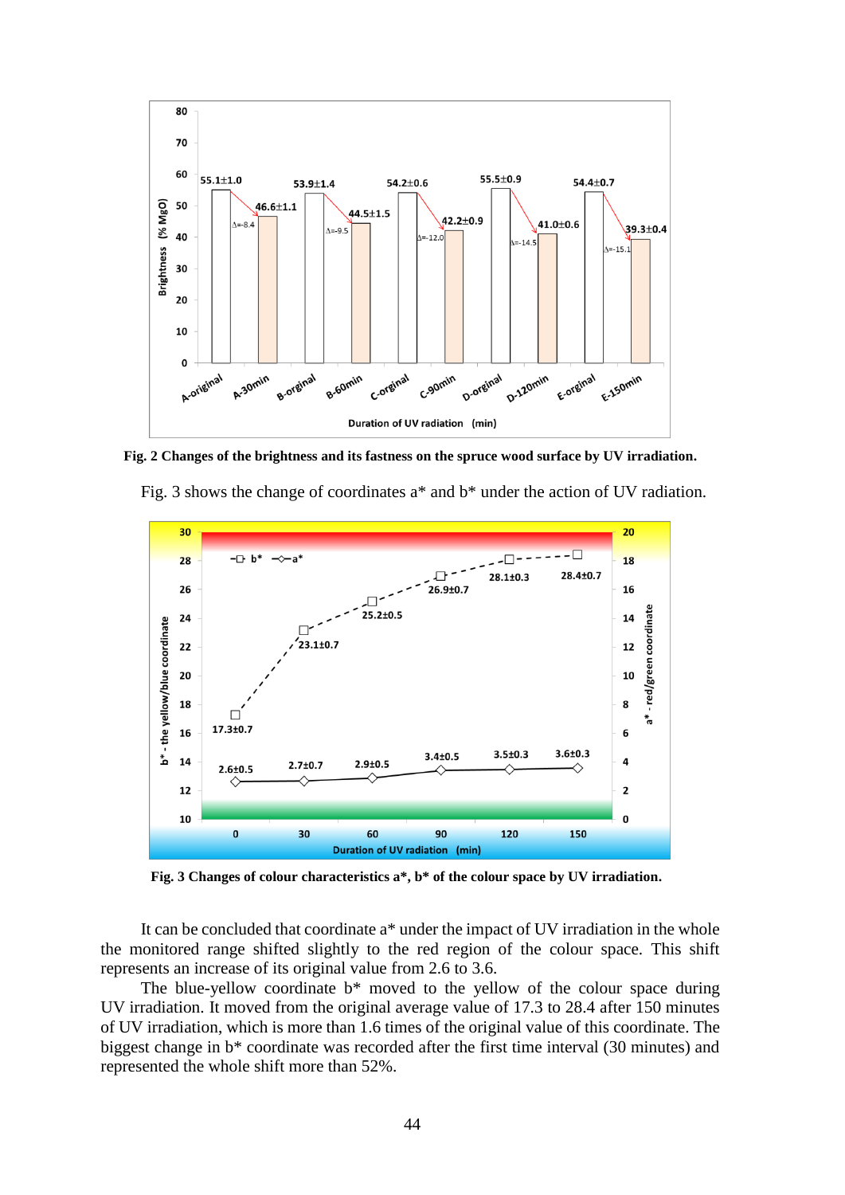**Fig. 2 Changes of the brightness and its fastness on the spruce wood surface by UV irradiation.**

Fig. 3 shows the change of coordinates a* and b* under the action of UV radiation.

**Fig. 3 Changes of colour characteristics a*, b* of the colour space by UV irradiation.**

It can be concluded that coordinate a* under the impact of UV irradiation in the whole the monitored range shifted slightly to the red region of the colour space. This shift represents an increase of its original value from 2.6 to 3.6.

The blue-yellow coordinate b* moved to the yellow of the colour space during UV irradiation. It moved from the original average value of 17.3 to 28.4 after 150 minutes of UV irradiation, which is more than 1.6 times of the original value of this coordinate. The biggest change in b* coordinate was recorded after the first time interval (30 minutes) and represented the whole shift more than 52%.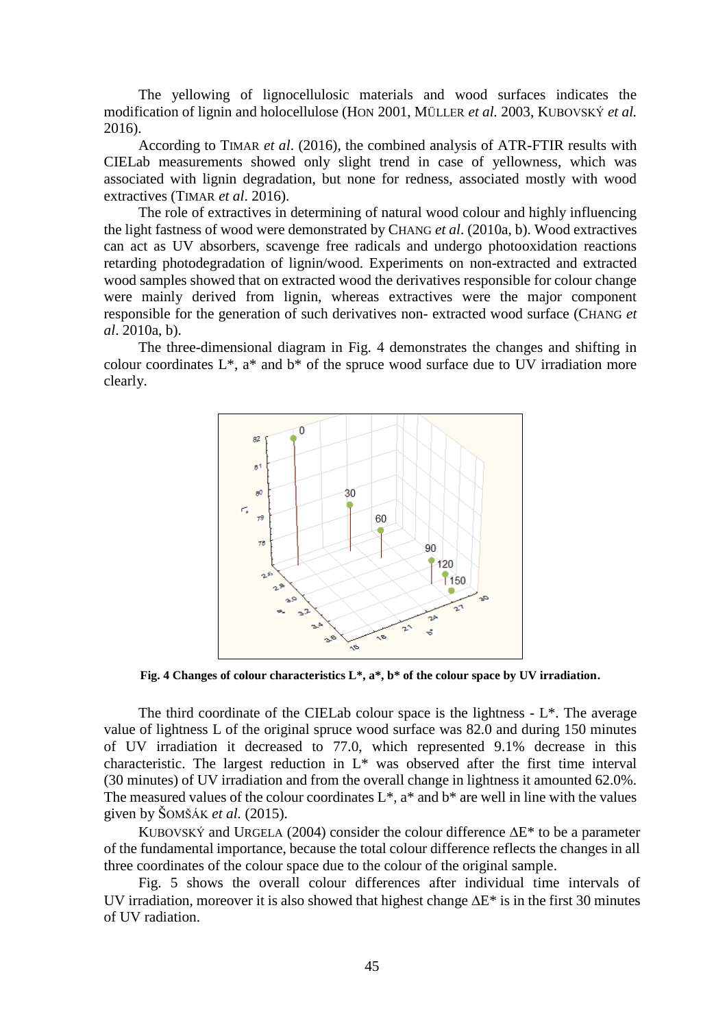The yellowing of lignocellulosic materials and wood surfaces indicates the modification of lignin and holocellulose (HON 2001, MÜLLER *et al.* 2003, KUBOVSKÝ *et al.* 2016).

According to TIMAR *et al*. (2016), the combined analysis of ATR-FTIR results with CIELab measurements showed only slight trend in case of yellowness, which was associated with lignin degradation, but none for redness, associated mostly with wood extractives (TIMAR *et al*. 2016).

The role of extractives in determining of natural wood colour and highly influencing the light fastness of wood were demonstrated by CHANG *et al*. (2010a, b). Wood extractives can act as UV absorbers, scavenge free radicals and undergo photooxidation reactions retarding photodegradation of lignin/wood. Experiments on non-extracted and extracted wood samples showed that on extracted wood the derivatives responsible for colour change were mainly derived from lignin, whereas extractives were the major component responsible for the generation of such derivatives non- extracted wood surface (CHANG *et al*. 2010a, b).

The three-dimensional diagram in Fig. 4 demonstrates the changes and shifting in colour coordinates L*, a* and b* of the spruce wood surface due to UV irradiation more clearly.

**Fig. 4 Changes of colour characteristics L*, a*, b* of the colour space by UV irradiation.**

The third coordinate of the CIELab colour space is the lightness - L*. The average value of lightness L of the original spruce wood surface was 82.0 and during 150 minutes of UV irradiation it decreased to 77.0, which represented 9.1% decrease in this characteristic. The largest reduction in L* was observed after the first time interval (30 minutes) of UV irradiation and from the overall change in lightness it amounted 62.0%. The measured values of the colour coordinates L*, a* and b* are well in line with the values given by ŠOMŠÁK *et al.* (2015).

KUBOVSKÝ and URGELA (2004) consider the colour difference ΔE* to be a parameter of the fundamental importance, because the total colour difference reflects the changes in all three coordinates of the colour space due to the colour of the original sample.

Fig. 5 shows the overall colour differences after individual time intervals of UV irradiation, moreover it is also showed that highest change ΔE* is in the first 30 minutes of UV radiation.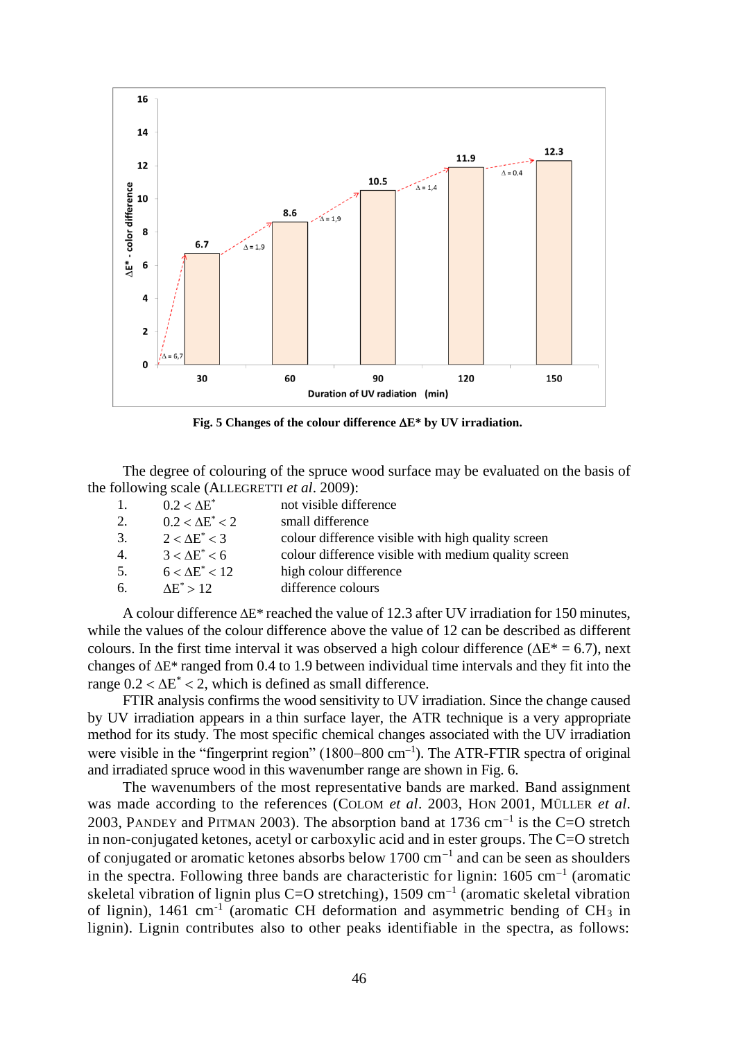Fig. 5 Changes of the colour difference ΔE* by UV irradiation.

The degree of colouring of the spruce wood surface may be evaluated on the basis of the following scale (ALLEGRETTI *et al*. 2009):

| | | |
|---|---|---|
| 1. | $0.2 < \Delta E^*$ | not visible difference |
| 2. | $0.2 < \Delta E^* < 2$ | small difference |
| 3. | $2 < \Delta E^* < 3$ | colour difference visible with high quality screen |
| 4. | $3 < \Delta E^* < 6$ | colour difference visible with medium quality screen |
| 5. | $6 < \Delta E^* < 12$ | high colour difference |
| 6. | $\Delta E^* > 12$ | difference colours |

A colour difference ΔE* reached the value of 12.3 after UV irradiation for 150 minutes, while the values of the colour difference above the value of 12 can be described as different colours. In the first time interval it was observed a high colour difference (ΔE* = 6.7), next changes of ΔE* ranged from 0.4 to 1.9 between individual time intervals and they fit into the range $0.2 < \Delta E^* < 2$, which is defined as small difference.

FTIR analysis confirms the wood sensitivity to UV irradiation. Since the change caused by UV irradiation appears in a thin surface layer, the ATR technique is a very appropriate method for its study. The most specific chemical changes associated with the UV irradiation were visible in the "fingerprint region" (1800–800 $cm^{-1}$). The ATR-FTIR spectra of original and irradiated spruce wood in this wavenumber range are shown in Fig. 6.

The wavenumbers of the most representative bands are marked. Band assignment was made according to the references (COLOM *et al*. 2003, HON 2001, MÜLLER *et al*. 2003, PANDEY and PITMAN 2003). The absorption band at 1736 $cm^{-1}$ is the C=O stretch in non-conjugated ketones, acetyl or carboxylic acid and in ester groups. The C=O stretch of conjugated or aromatic ketones absorbs below 1700 $cm^{-1}$ and can be seen as shoulders in the spectra. Following three bands are characteristic for lignin: 1605 $cm^{-1}$ (aromatic skeletal vibration of lignin plus C=O stretching), 1509 $cm^{-1}$ (aromatic skeletal vibration of lignin), 1461 $cm^{-1}$ (aromatic CH deformation and asymmetric bending of $CH_3$ in lignin). Lignin contributes also to other peaks identifiable in the spectra, as follows: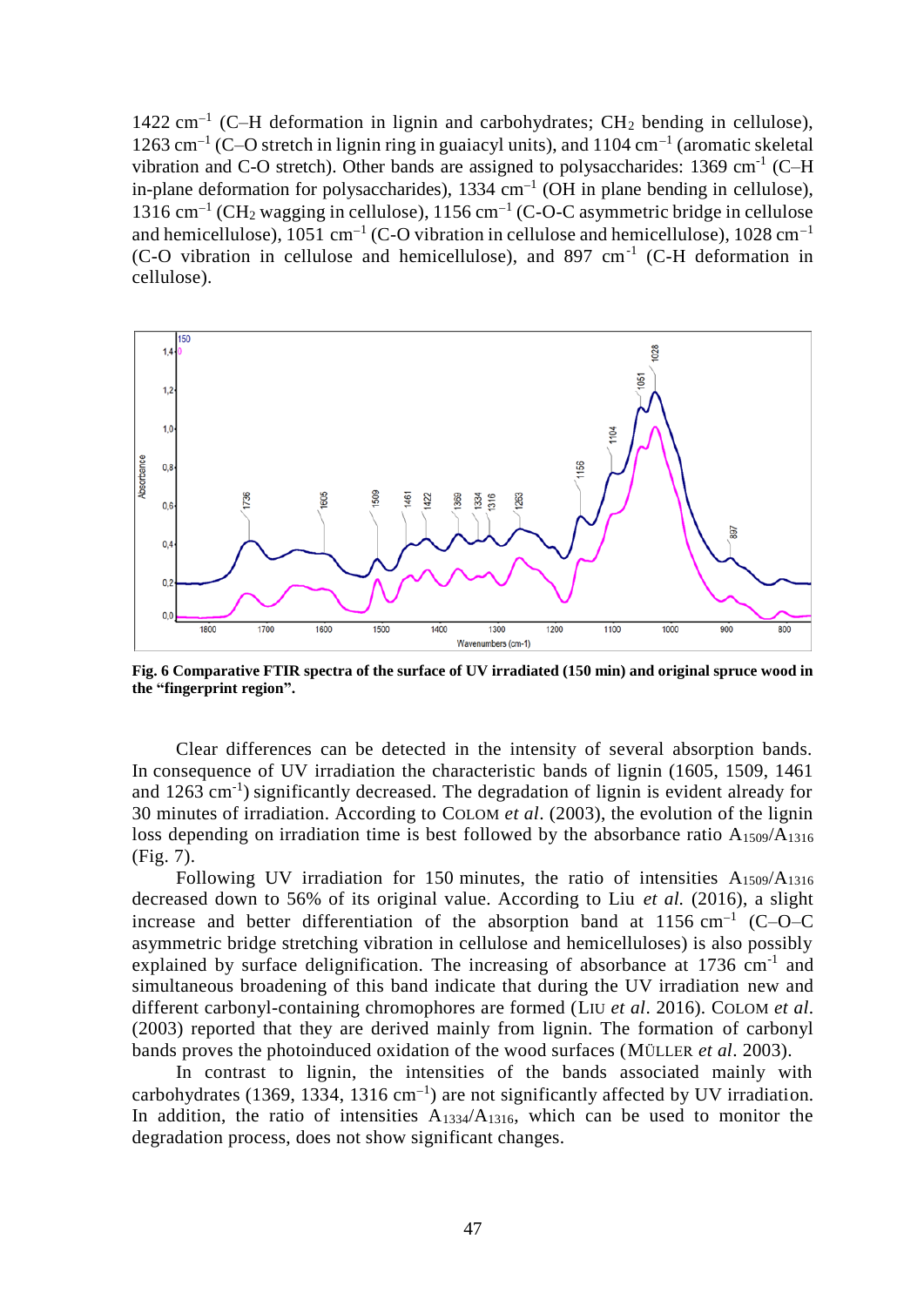1422 cm$^{-1}$ (C–H deformation in lignin and carbohydrates; $CH_2$ bending in cellulose), 1263 cm$^{-1}$ (C–O stretch in lignin ring in guaiacyl units), and 1104 cm$^{-1}$ (aromatic skeletal vibration and C-O stretch). Other bands are assigned to polysaccharides: 1369 cm$^{-1}$ (C–H in-plane deformation for polysaccharides), 1334 cm$^{-1}$ (OH in plane bending in cellulose), 1316 cm$^{-1}$ ($CH_2$ wagging in cellulose), 1156 cm$^{-1}$ (C-O-C asymmetric bridge in cellulose and hemicellulose), 1051 cm$^{-1}$ (C-O vibration in cellulose and hemicellulose), 1028 cm$^{-1}$ (C-O vibration in cellulose and hemicellulose), and 897 cm$^{-1}$ (C-H deformation in cellulose).

**Fig. 6 Comparative FTIR spectra of the surface of UV irradiated (150 min) and original spruce wood in the "fingerprint region".**

Clear differences can be detected in the intensity of several absorption bands. In consequence of UV irradiation the characteristic bands of lignin (1605, 1509, 1461 and 1263 cm$^{-1}$) significantly decreased. The degradation of lignin is evident already for 30 minutes of irradiation. According to COLOM *et al*. (2003), the evolution of the lignin loss depending on irradiation time is best followed by the absorbance ratio $A_{1509}/A_{1316}$ (Fig. 7).

Following UV irradiation for 150 minutes, the ratio of intensities $A_{1509}/A_{1316}$ decreased down to 56% of its original value. According to Liu *et al.* (2016), a slight increase and better differentiation of the absorption band at 1156 cm$^{-1}$ (C–O–C asymmetric bridge stretching vibration in cellulose and hemicelluloses) is also possibly explained by surface delignification. The increasing of absorbance at 1736 cm$^{-1}$ and simultaneous broadening of this band indicate that during the UV irradiation new and different carbonyl-containing chromophores are formed (LIU *et al*. 2016). COLOM *et al*. (2003) reported that they are derived mainly from lignin. The formation of carbonyl bands proves the photoinduced oxidation of the wood surfaces (MÜLLER *et al*. 2003).

In contrast to lignin, the intensities of the bands associated mainly with carbohydrates (1369, 1334, 1316 cm$^{-1}$) are not significantly affected by UV irradiation. In addition, the ratio of intensities $A_{1334}/A_{1316}$, which can be used to monitor the degradation process, does not show significant changes.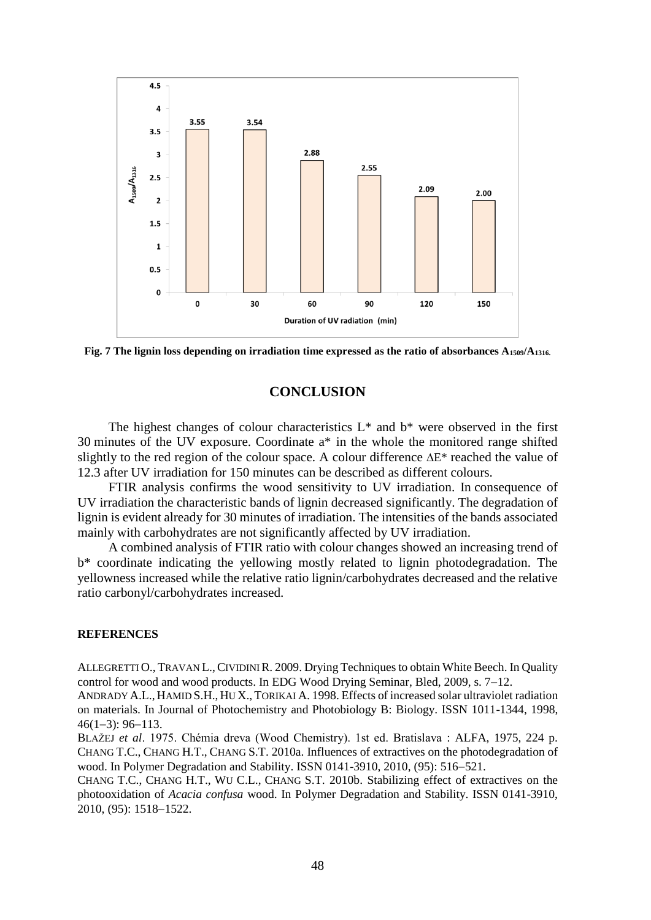**Fig. 7 The lignin loss depending on irradiation time expressed as the ratio of absorbances $A_{1509}/A_{1316}$.**

## CONCLUSION

The highest changes of colour characteristics L* and b* were observed in the first 30 minutes of the UV exposure. Coordinate a* in the whole the monitored range shifted slightly to the red region of the colour space. A colour difference $\Delta E^*$ reached the value of 12.3 after UV irradiation for 150 minutes can be described as different colours.

FTIR analysis confirms the wood sensitivity to UV irradiation. In consequence of UV irradiation the characteristic bands of lignin decreased significantly. The degradation of lignin is evident already for 30 minutes of irradiation. The intensities of the bands associated mainly with carbohydrates are not significantly affected by UV irradiation.

A combined analysis of FTIR ratio with colour changes showed an increasing trend of b* coordinate indicating the yellowing mostly related to lignin photodegradation. The yellowness increased while the relative ratio lignin/carbohydrates decreased and the relative ratio carbonyl/carbohydrates increased.

### REFERENCES

ALLEGRETTI O., TRAVAN L., CIVIDINI R. 2009. Drying Techniques to obtain White Beech. In Quality control for wood and wood products. In EDG Wood Drying Seminar, Bled, 2009, s. 7–12.

ANDRADY A.L., HAMID S.H., HU X., TORIKAI A. 1998. Effects of increased solar ultraviolet radiation on materials. In Journal of Photochemistry and Photobiology B: Biology. ISSN 1011-1344, 1998, 46(1–3): 96–113.

BLAŽEJ *et al*. 1975. Chémia dreva (Wood Chemistry). 1st ed. Bratislava : ALFA, 1975, 224 p.

CHANG T.C., CHANG H.T., CHANG S.T. 2010a. Influences of extractives on the photodegradation of wood. In Polymer Degradation and Stability. ISSN 0141-3910, 2010, (95): 516–521.

CHANG T.C., CHANG H.T., WU C.L., CHANG S.T. 2010b. Stabilizing effect of extractives on the photooxidation of *Acacia confusa* wood. In Polymer Degradation and Stability. ISSN 0141-3910, 2010, (95): 1518–1522.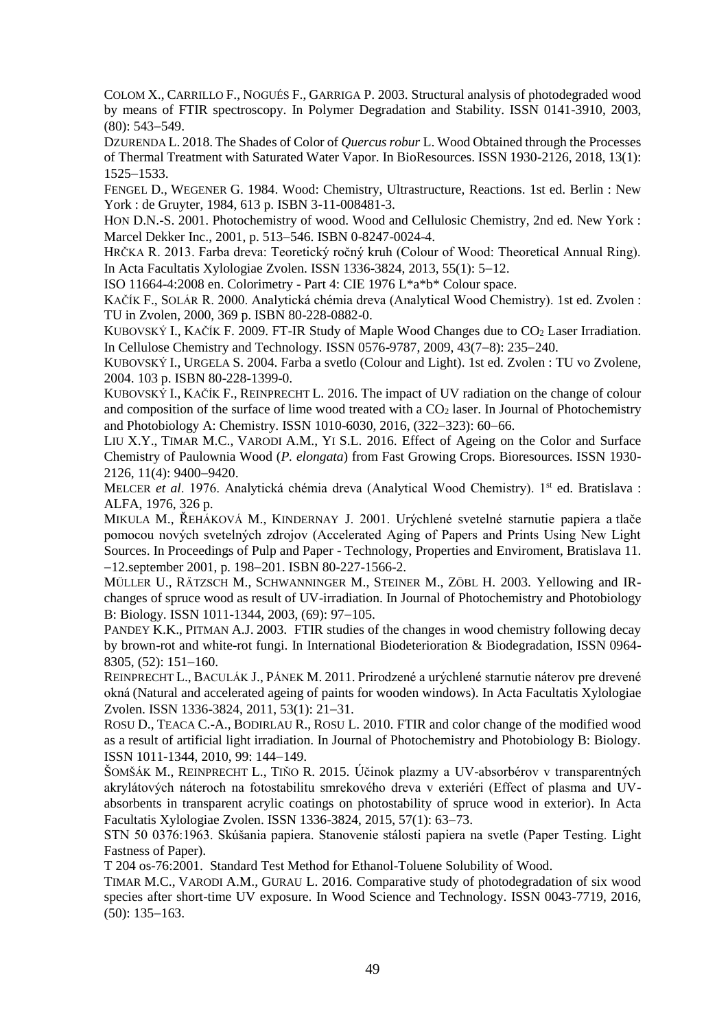COLOM X., CARRILLO F., NOGUÉS F., GARRIGA P. 2003. Structural analysis of photodegraded wood by means of FTIR spectroscopy. In Polymer Degradation and Stability. ISSN 0141-3910, 2003, (80): 543–549.

DZURENDA L. 2018. The Shades of Color of *Quercus robur* L. Wood Obtained through the Processes of Thermal Treatment with Saturated Water Vapor. In BioResources. ISSN 1930-2126, 2018, 13(1): 1525–1533.

FENGEL D., WEGENER G. 1984. Wood: Chemistry, Ultrastructure, Reactions. 1st ed. Berlin : New York : de Gruyter, 1984, 613 p. ISBN 3-11-008481-3.

HON D.N.-S. 2001. Photochemistry of wood. Wood and Cellulosic Chemistry, 2nd ed. New York : Marcel Dekker Inc., 2001, p. 513–546. ISBN 0-8247-0024-4.

HRČKA R. 2013. Farba dreva: Teoretický ročný kruh (Colour of Wood: Theoretical Annual Ring). In Acta Facultatis Xylologiae Zvolen. ISSN 1336-3824, 2013, 55(1): 5–12.

ISO 11664-4:2008 en. Colorimetry - Part 4: CIE 1976 L*a*b* Colour space.

KAČÍK F., SOLÁR R. 2000. Analytická chémia dreva (Analytical Wood Chemistry). 1st ed. Zvolen : TU in Zvolen, 2000, 369 p. ISBN 80-228-0882-0.

KUBOVSKÝ I., KAČÍK F. 2009. FT-IR Study of Maple Wood Changes due to $CO_2$ Laser Irradiation. In Cellulose Chemistry and Technology. ISSN 0576-9787, 2009, 43(7–8): 235–240.

KUBOVSKÝ I., URGELA S. 2004. Farba a svetlo (Colour and Light). 1st ed. Zvolen : TU vo Zvolene, 2004. 103 p. ISBN 80-228-1399-0.

KUBOVSKÝ I., KAČÍK F., REINPRECHT L. 2016. The impact of UV radiation on the change of colour and composition of the surface of lime wood treated with a $CO_2$ laser. In Journal of Photochemistry and Photobiology A: Chemistry. ISSN 1010-6030, 2016, (322–323): 60–66.

LIU X.Y., TIMAR M.C., VARODI A.M., YI S.L. 2016. Effect of Ageing on the Color and Surface Chemistry of Paulownia Wood (*P. elongata*) from Fast Growing Crops. Bioresources. ISSN 1930-2126, 11(4): 9400–9420.

MELCER *et al*. 1976. Analytická chémia dreva (Analytical Wood Chemistry). 1st ed. Bratislava : ALFA, 1976, 326 p.

MIKULA M., ŘEHÁKOVÁ M., KINDERNAY J. 2001. Urýchlené svetelné starnutie papiera a tlače pomocou nových svetelných zdrojov (Accelerated Aging of Papers and Prints Using New Light Sources. In Proceedings of Pulp and Paper - Technology, Properties and Enviroment, Bratislava 11. –12.september 2001, p. 198–201. ISBN 80-227-1566-2.

MÜLLER U., RÄTZSCH M., SCHWANNINGER M., STEINER M., ZÖBL H. 2003. Yellowing and IR-changes of spruce wood as result of UV-irradiation. In Journal of Photochemistry and Photobiology B: Biology. ISSN 1011-1344, 2003, (69): 97–105.

PANDEY K.K., PITMAN A.J. 2003. FTIR studies of the changes in wood chemistry following decay by brown-rot and white-rot fungi. In International Biodeterioration & Biodegradation, ISSN 0964-8305, (52): 151–160.

REINPRECHT L., BACULÁK J., PÁNEK M. 2011. Prirodzené a urýchlené starnutie náterov pre drevené okná (Natural and accelerated ageing of paints for wooden windows). In Acta Facultatis Xylologiae Zvolen. ISSN 1336-3824, 2011, 53(1): 21–31.

ROSU D., TEACA C.-A., BODIRLAU R., ROSU L. 2010. FTIR and color change of the modified wood as a result of artificial light irradiation. In Journal of Photochemistry and Photobiology B: Biology. ISSN 1011-1344, 2010, 99: 144–149.

ŠOMŠÁK M., REINPRECHT L., TIŇO R. 2015. Účinok plazmy a UV-absorbérov v transparentných akrylátových náteroch na fotostabilitu smrekového dreva v exteriéri (Effect of plasma and UV-absorbents in transparent acrylic coatings on photostability of spruce wood in exterior). In Acta Facultatis Xylologiae Zvolen. ISSN 1336-3824, 2015, 57(1): 63–73.

STN 50 0376:1963. Skúšania papiera. Stanovenie stálosti papiera na svetle (Paper Testing. Light Fastness of Paper).

T 204 os-76:2001. Standard Test Method for Ethanol-Toluene Solubility of Wood.

TIMAR M.C., VARODI A.M., GURAU L. 2016. Comparative study of photodegradation of six wood species after short-time UV exposure. In Wood Science and Technology. ISSN 0043-7719, 2016, (50): 135–163.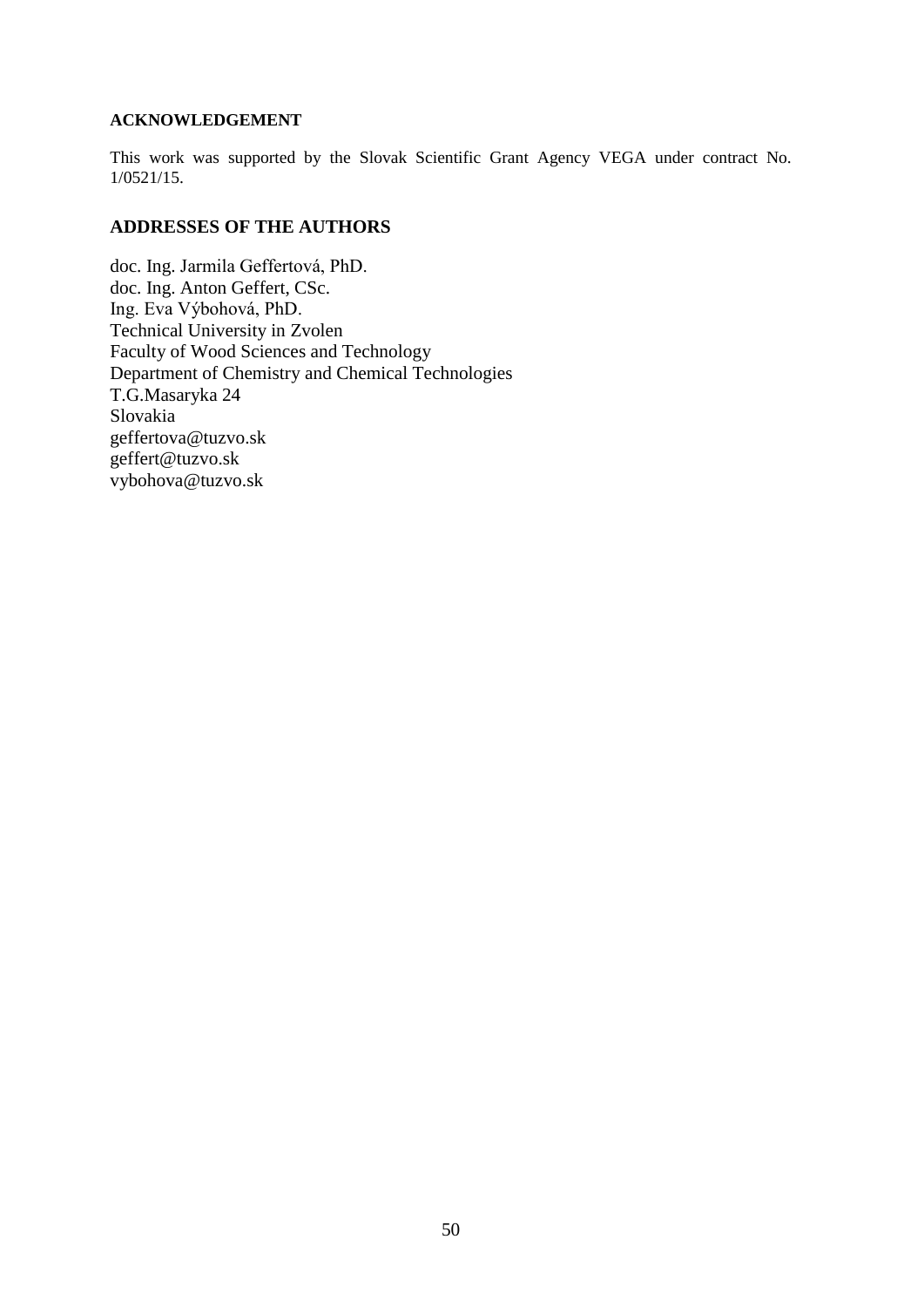## ACKNOWLEDGEMENT

This work was supported by the Slovak Scientific Grant Agency VEGA under contract No. 1/0521/15.

## ADDRESSES OF THE AUTHORS

doc. Ing. Jarmila Geffertová, PhD.
doc. Ing. Anton Geffert, CSc.
Ing. Eva Výbohová, PhD.
Technical University in Zvolen
Faculty of Wood Sciences and Technology
Department of Chemistry and Chemical Technologies
T.G.Masaryka 24
Slovakia
geffertova@tuzvo.sk
geffert@tuzvo.sk
vybohova@tuzvo.sk